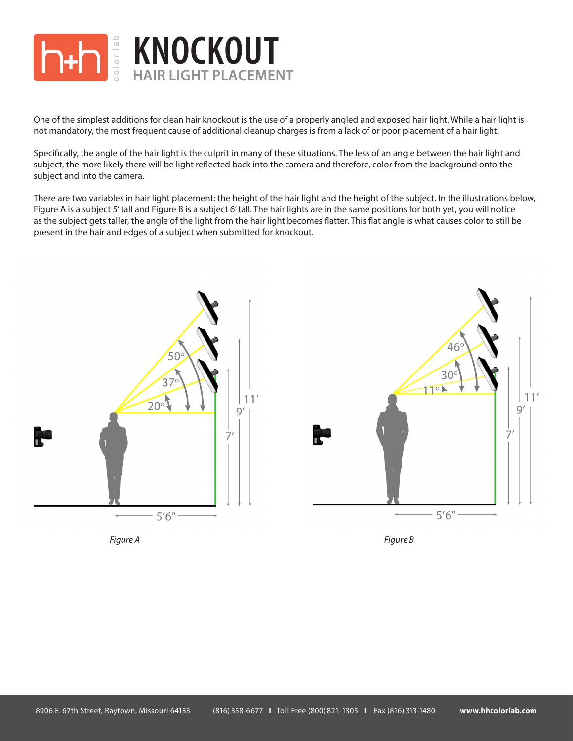# KNOCKOUT

## HAIR LIGHT PLACEMENT

One of the simplest additions for clean hair knockout is the use of a properly angled and exposed hair light. While a hair light is not mandatory, the most frequent cause of additional cleanup charges is from a lack of or poor placement of a hair light.

Specifically, the angle of the hair light is the culprit in many of these situations. The less of an angle between the hair light and subject, the more likely there will be light reflected back into the camera and therefore, color from the background onto the subject and into the camera.

There are two variables in hair light placement: the height of the hair light and the height of the subject. In the illustrations below, Figure A is a subject 5′ tall and Figure B is a subject 6′ tall. The hair lights are in the same positions for both yet, you will notice as the subject gets taller, the angle of the light from the hair light becomes flatter. This flat angle is what causes color to still be present in the hair and edges of a subject when submitted for knockout.

*Figure A*

*Figure B*

8906 E. 67th Street, Raytown, Missouri 64133 (816) 358-6677 | Toll Free (800) 821-1305 | Fax (816) 313-1480 **www.hhcolorlab.com**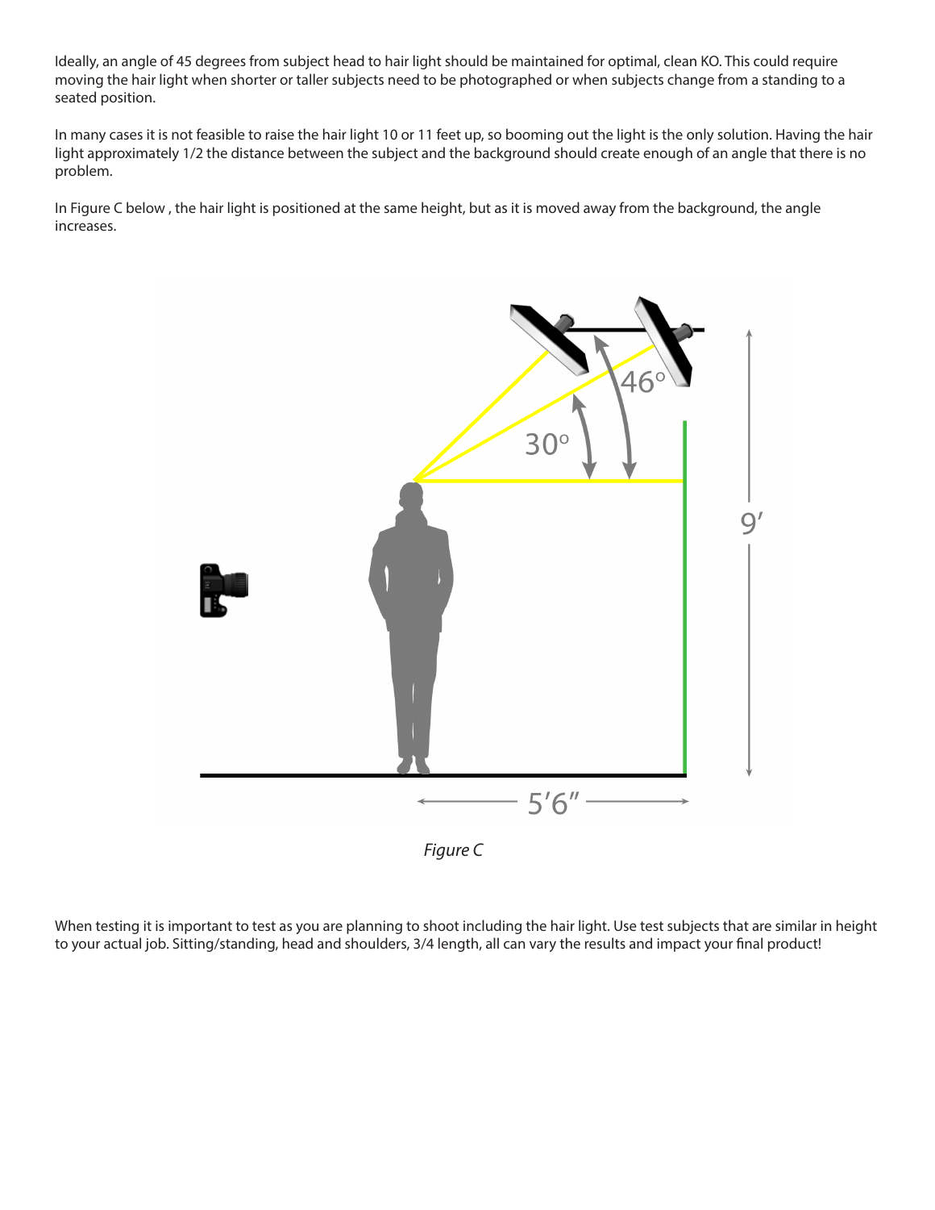Ideally, an angle of 45 degrees from subject head to hair light should be maintained for optimal, clean KO. This could require moving the hair light when shorter or taller subjects need to be photographed or when subjects change from a standing to a seated position.

In many cases it is not feasible to raise the hair light 10 or 11 feet up, so booming out the light is the only solution. Having the hair light approximately 1/2 the distance between the subject and the background should create enough of an angle that there is no problem.

In Figure C below , the hair light is positioned at the same height, but as it is moved away from the background, the angle increases.

46º

30º

9′

5′6″

*Figure C*

When testing it is important to test as you are planning to shoot including the hair light. Use test subjects that are similar in height to your actual job. Sitting/standing, head and shoulders, 3/4 length, all can vary the results and impact your final product!